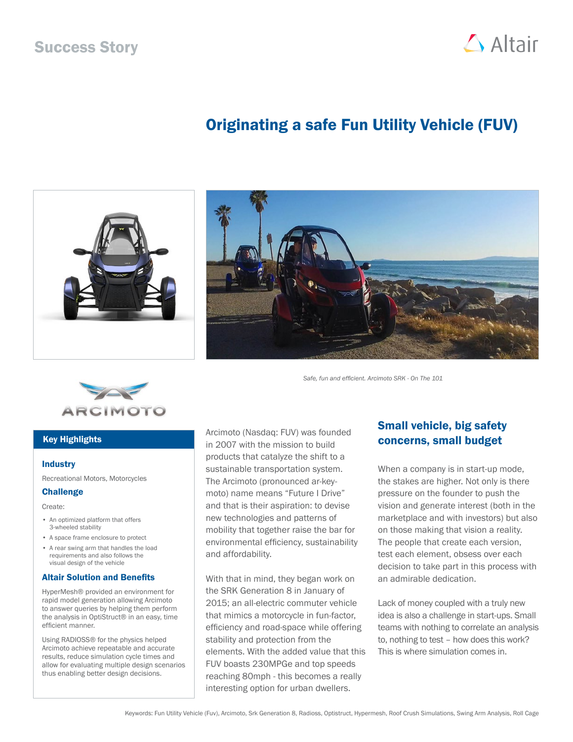Success Story

# Originating a safe Fun Utility Vehicle (FUV)

*Safe, fun and efficient. Arcimoto SRK - On The 101*

## Key Highlights

### Industry

Recreational Motors, Motorcycles

### Challenge

Create:

- An optimized platform that offers 3-wheeled stability
- A space frame enclosure to protect
- A rear swing arm that handles the load requirements and also follows the visual design of the vehicle

### Altair Solution and Benefits

HyperMesh® provided an environment for rapid model generation allowing Arcimoto to answer queries by helping them perform the analysis in OptiStruct® in an easy, time efficient manner.

Using RADIOSS® for the physics helped Arcimoto achieve repeatable and accurate results, reduce simulation cycle times and allow for evaluating multiple design scenarios thus enabling better design decisions.

Arcimoto (Nasdaq: FUV) was founded in 2007 with the mission to build products that catalyze the shift to a sustainable transportation system. The Arcimoto (pronounced ar-key-moto) name means "Future I Drive" and that is their aspiration: to devise new technologies and patterns of mobility that together raise the bar for environmental efficiency, sustainability and affordability.

With that in mind, they began work on the SRK Generation 8 in January of 2015; an all-electric commuter vehicle that mimics a motorcycle in fun-factor, efficiency and road-space while offering stability and protection from the elements. With the added value that this FUV boasts 230MPGe and top speeds reaching 80mph - this becomes a really interesting option for urban dwellers.

## Small vehicle, big safety concerns, small budget

When a company is in start-up mode, the stakes are higher. Not only is there pressure on the founder to push the vision and generate interest (both in the marketplace and with investors) but also on those making that vision a reality. The people that create each version, test each element, obsess over each decision to take part in this process with an admirable dedication.

Lack of money coupled with a truly new idea is also a challenge in start-ups. Small teams with nothing to correlate an analysis to, nothing to test – how does this work? This is where simulation comes in.

Keywords: Fun Utility Vehicle (Fuv), Arcimoto, Srk Generation 8, Radioss, Optistruct, Hypermesh, Roof Crush Simulations, Swing Arm Analysis, Roll Cage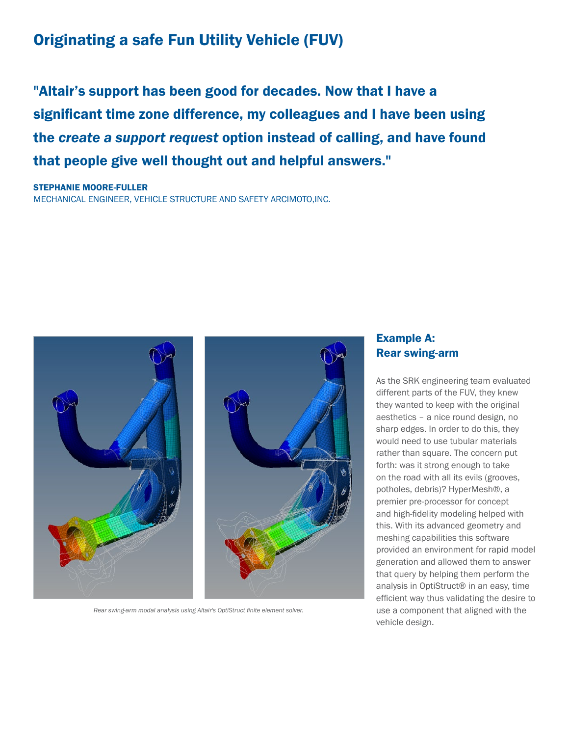## Originating a safe Fun Utility Vehicle (FUV)

**"Altair's support has been good for decades. Now that I have a significant time zone difference, my colleagues and I have been using the *create a support request* option instead of calling, and have found that people give well thought out and helpful answers."**

**STEPHANIE MOORE-FULLER**
MECHANICAL ENGINEER, VEHICLE STRUCTURE AND SAFETY ARCIMOTO,INC.

*Rear swing-arm modal analysis using Altair's OptiStruct finite element solver.*

### Example A: Rear swing-arm

As the SRK engineering team evaluated different parts of the FUV, they knew they wanted to keep with the original aesthetics – a nice round design, no sharp edges. In order to do this, they would need to use tubular materials rather than square. The concern put forth: was it strong enough to take on the road with all its evils (grooves, potholes, debris)? HyperMesh®, a premier pre-processor for concept and high-fidelity modeling helped with this. With its advanced geometry and meshing capabilities this software provided an environment for rapid model generation and allowed them to answer that query by helping them perform the analysis in OptiStruct® in an easy, time efficient way thus validating the desire to use a component that aligned with the vehicle design.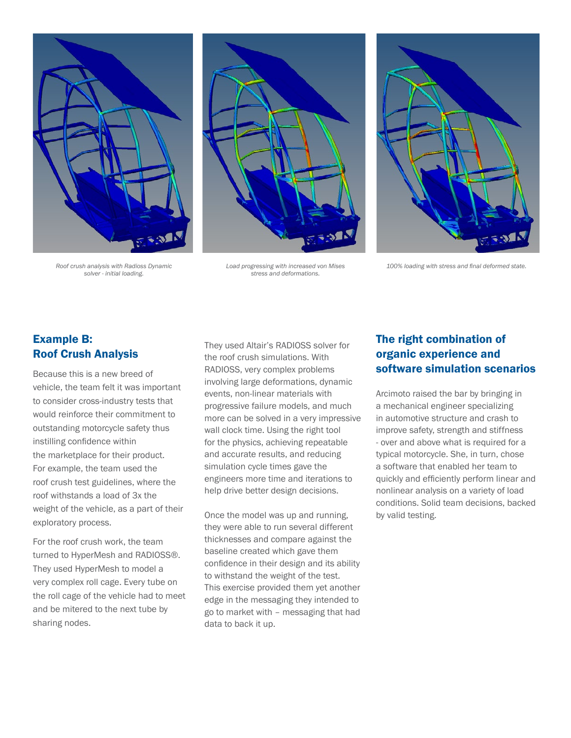Roof crush analysis with Radioss Dynamic solver - initial loading.

Load progressing with increased von Mises stress and deformations.

100% loading with stress and final deformed state.

## Example B: Roof Crush Analysis

Because this is a new breed of vehicle, the team felt it was important to consider cross-industry tests that would reinforce their commitment to outstanding motorcycle safety thus instilling confidence within the marketplace for their product. For example, the team used the roof crush test guidelines, where the roof withstands a load of 3x the weight of the vehicle, as a part of their exploratory process.

For the roof crush work, the team turned to HyperMesh and RADIOSS®. They used HyperMesh to model a very complex roll cage. Every tube on the roll cage of the vehicle had to meet and be mitered to the next tube by sharing nodes.

They used Altair's RADIOSS solver for the roof crush simulations. With RADIOSS, very complex problems involving large deformations, dynamic events, non-linear materials with progressive failure models, and much more can be solved in a very impressive wall clock time. Using the right tool for the physics, achieving repeatable and accurate results, and reducing simulation cycle times gave the engineers more time and iterations to help drive better design decisions.

Once the model was up and running, they were able to run several different thicknesses and compare against the baseline created which gave them confidence in their design and its ability to withstand the weight of the test. This exercise provided them yet another edge in the messaging they intended to go to market with – messaging that had data to back it up.

## The right combination of organic experience and software simulation scenarios

Arcimoto raised the bar by bringing in a mechanical engineer specializing in automotive structure and crash to improve safety, strength and stiffness - over and above what is required for a typical motorcycle. She, in turn, chose a software that enabled her team to quickly and efficiently perform linear and nonlinear analysis on a variety of load conditions. Solid team decisions, backed by valid testing.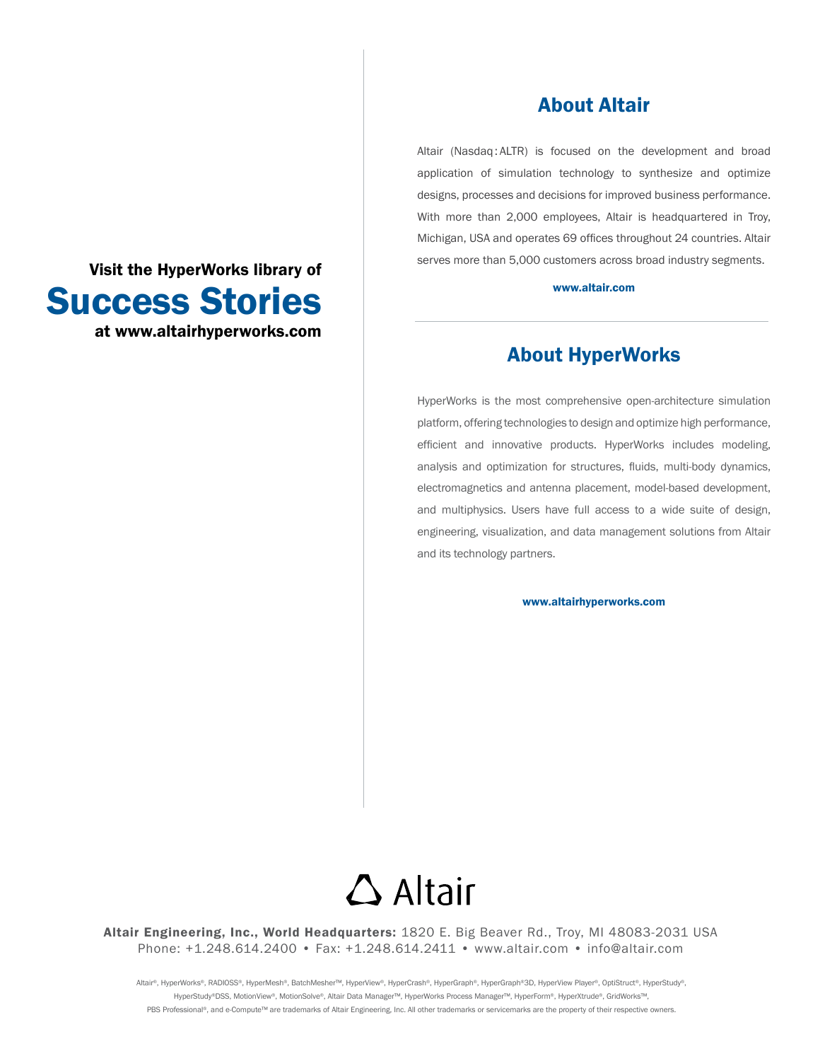Visit the HyperWorks library of

# Success Stories

at www.altairhyperworks.com

## About Altair

Altair (Nasdaq:ALTR) is focused on the development and broad application of simulation technology to synthesize and optimize designs, processes and decisions for improved business performance. With more than 2,000 employees, Altair is headquartered in Troy, Michigan, USA and operates 69 offices throughout 24 countries. Altair serves more than 5,000 customers across broad industry segments.

www.altair.com

## About HyperWorks

HyperWorks is the most comprehensive open-architecture simulation platform, offering technologies to design and optimize high performance, efficient and innovative products. HyperWorks includes modeling, analysis and optimization for structures, fluids, multi-body dynamics, electromagnetics and antenna placement, model-based development, and multiphysics. Users have full access to a wide suite of design, engineering, visualization, and data management solutions from Altair and its technology partners.

www.altairhyperworks.com

Altair

**Altair Engineering, Inc., World Headquarters:** 1820 E. Big Beaver Rd., Troy, MI 48083-2031 USA
Phone: +1.248.614.2400 • Fax: +1.248.614.2411 • www.altair.com • info@altair.com

Altair®, HyperWorks®, RADIOSS®, HyperMesh®, BatchMesher™, HyperView®, HyperCrash®, HyperGraph®, HyperGraph®3D, HyperView Player®, OptiStruct®, HyperStudy®, HyperStudy®DSS, MotionView®, MotionSolve®, Altair Data Manager™, HyperWorks Process Manager™, HyperForm®, HyperXtrude®, GridWorks™, PBS Professional®, and e-Compute™ are trademarks of Altair Engineering, Inc. All other trademarks or servicemarks are the property of their respective owners.